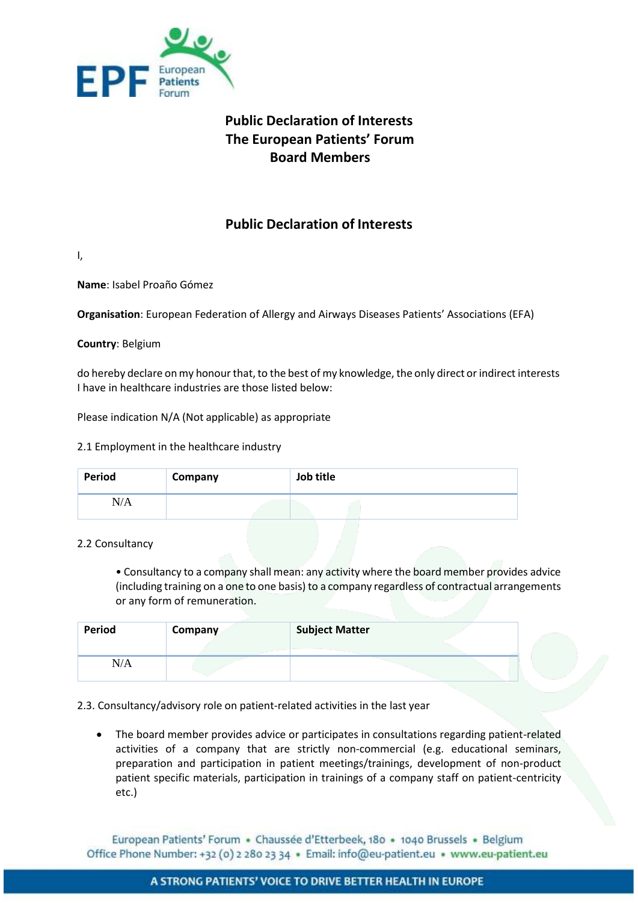# Public Declaration of Interests
# The European Patients' Forum
# Board Members

## Public Declaration of Interests

I,

**Name**: Isabel Proaño Gómez

**Organisation**: European Federation of Allergy and Airways Diseases Patients' Associations (EFA)

**Country**: Belgium

do hereby declare on my honour that, to the best of my knowledge, the only direct or indirect interests I have in healthcare industries are those listed below:

Please indication N/A (Not applicable) as appropriate

2.1 Employment in the healthcare industry

| Period | Company | Job title |
|---|---|---|
| N/A | | |

2.2 Consultancy

• Consultancy to a company shall mean: any activity where the board member provides advice (including training on a one to one basis) to a company regardless of contractual arrangements or any form of remuneration.

| Period | Company | Subject Matter |
|---|---|---|
| N/A | | |

2.3. Consultancy/advisory role on patient-related activities in the last year

- The board member provides advice or participates in consultations regarding patient-related activities of a company that are strictly non-commercial (e.g. educational seminars, preparation and participation in patient meetings/trainings, development of non-product patient specific materials, participation in trainings of a company staff on patient-centricity etc.)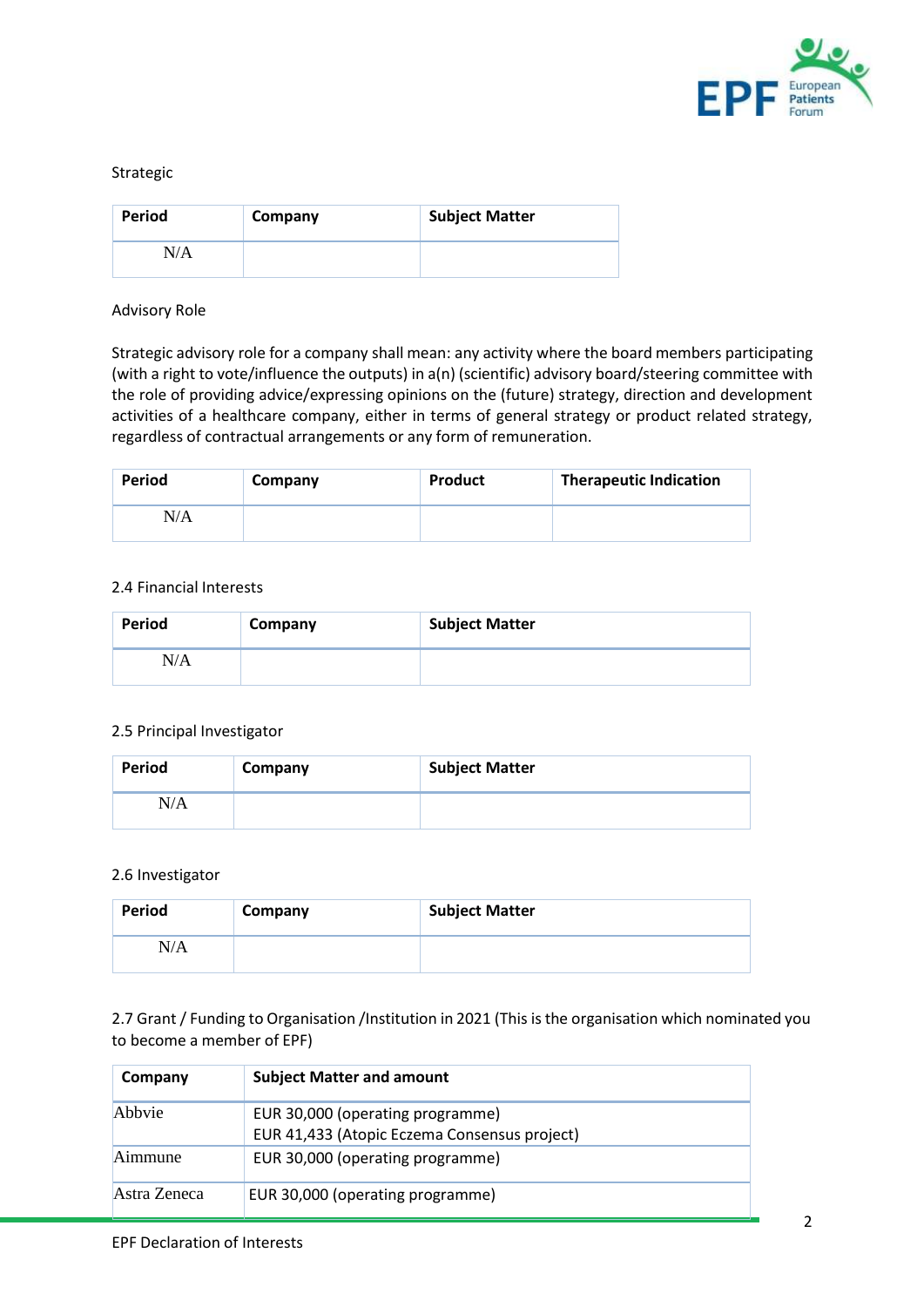Strategic

| Period | Company | Subject Matter |
|---|---|---|
| N/A | | |

Advisory Role

Strategic advisory role for a company shall mean: any activity where the board members participating (with a right to vote/influence the outputs) in a(n) (scientific) advisory board/steering committee with the role of providing advice/expressing opinions on the (future) strategy, direction and development activities of a healthcare company, either in terms of general strategy or product related strategy, regardless of contractual arrangements or any form of remuneration.

| Period | Company | Product | Therapeutic Indication |
|---|---|---|---|
| N/A | | | |

2.4 Financial Interests

| Period | Company | Subject Matter |
|---|---|---|
| N/A | | |

2.5 Principal Investigator

| Period | Company | Subject Matter |
|---|---|---|
| N/A | | |

2.6 Investigator

| Period | Company | Subject Matter |
|---|---|---|
| N/A | | |

2.7 Grant / Funding to Organisation /Institution in 2021 (This is the organisation which nominated you to become a member of EPF)

| Company | Subject Matter and amount |
|---|---|
| Abbvie | EUR 30,000 (operating programme)<br>EUR 41,433 (Atopic Eczema Consensus project) |
| Aimmune | EUR 30,000 (operating programme) |
| Astra Zeneca | EUR 30,000 (operating programme) |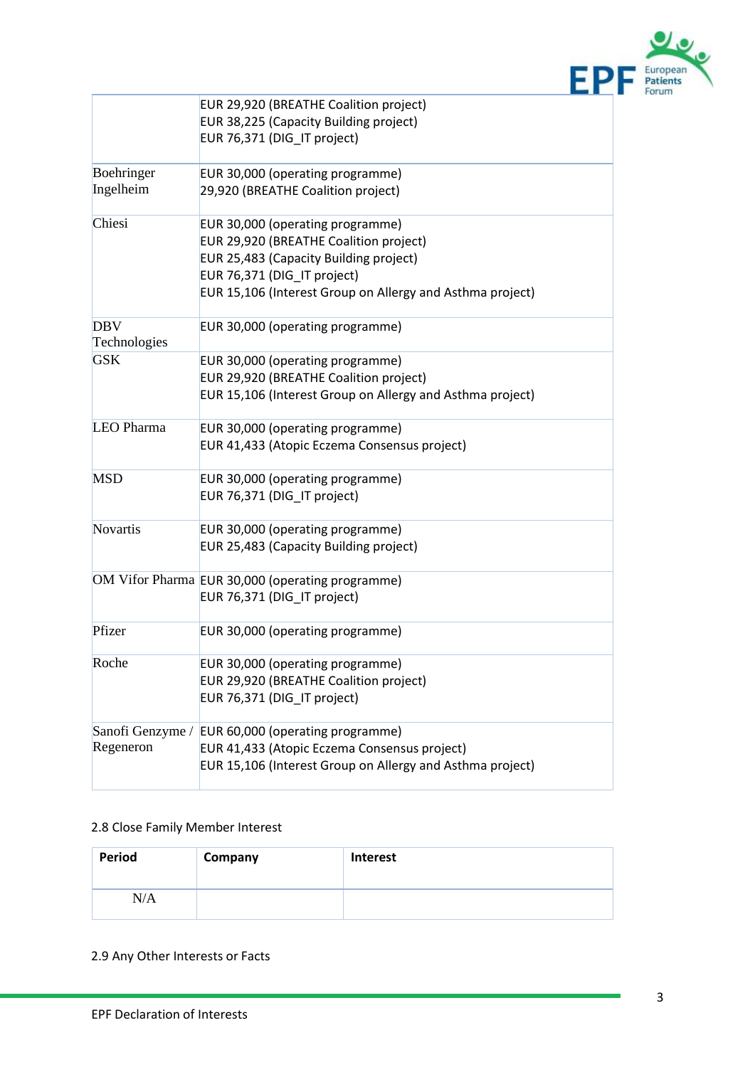| | |
|---|---|
| | EUR 29,920 (BREATHE Coalition project)<br>EUR 38,225 (Capacity Building project)<br>EUR 76,371 (DIG_IT project) |
| Boehringer Ingelheim | EUR 30,000 (operating programme)<br>29,920 (BREATHE Coalition project) |
| Chiesi | EUR 30,000 (operating programme)<br>EUR 29,920 (BREATHE Coalition project)<br>EUR 25,483 (Capacity Building project)<br>EUR 76,371 (DIG_IT project)<br>EUR 15,106 (Interest Group on Allergy and Asthma project) |
| DBV Technologies | EUR 30,000 (operating programme) |
| GSK | EUR 30,000 (operating programme)<br>EUR 29,920 (BREATHE Coalition project)<br>EUR 15,106 (Interest Group on Allergy and Asthma project) |
| LEO Pharma | EUR 30,000 (operating programme)<br>EUR 41,433 (Atopic Eczema Consensus project) |
| MSD | EUR 30,000 (operating programme)<br>EUR 76,371 (DIG_IT project) |
| Novartis | EUR 30,000 (operating programme)<br>EUR 25,483 (Capacity Building project) |
| OM Vifor Pharma | EUR 30,000 (operating programme)<br>EUR 76,371 (DIG_IT project) |
| Pfizer | EUR 30,000 (operating programme) |
| Roche | EUR 30,000 (operating programme)<br>EUR 29,920 (BREATHE Coalition project)<br>EUR 76,371 (DIG_IT project) |
| Sanofi Genzyme / Regeneron | EUR 60,000 (operating programme)<br>EUR 41,433 (Atopic Eczema Consensus project)<br>EUR 15,106 (Interest Group on Allergy and Asthma project) |

2.8 Close Family Member Interest

| Period | Company | Interest |
|---|---|---|
| N/A | | |

2.9 Any Other Interests or Facts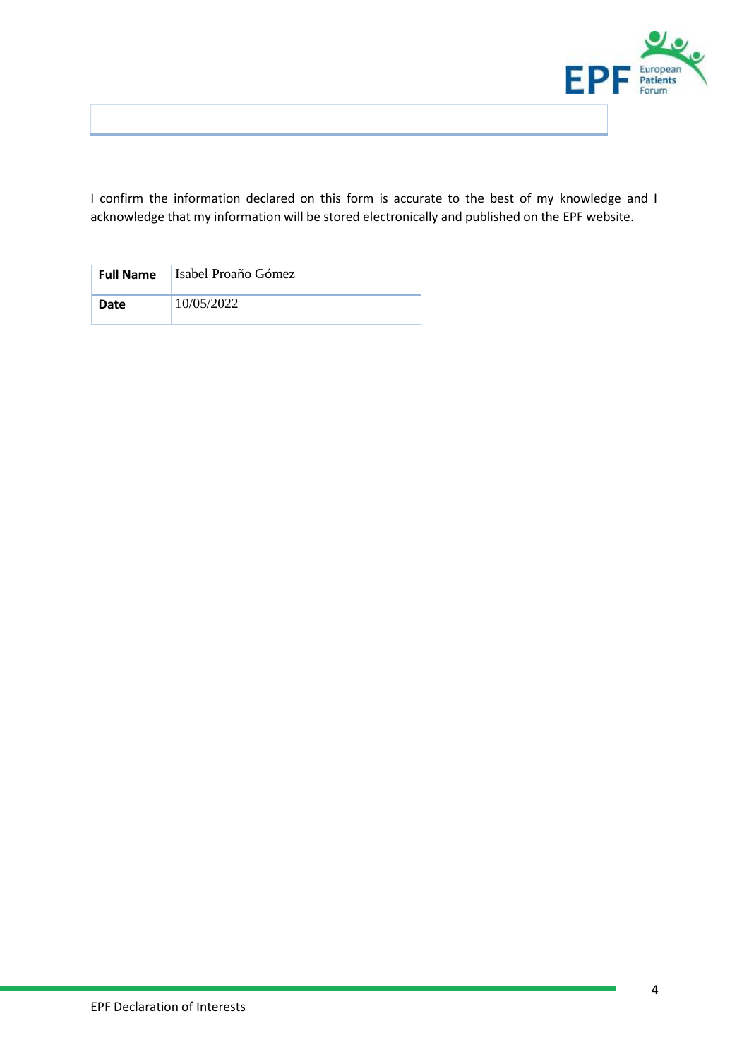I confirm the information declared on this form is accurate to the best of my knowledge and I acknowledge that my information will be stored electronically and published on the EPF website.

| | |
|---|---|
| **Full Name** | Isabel Proaño Gómez |
| **Date** | 10/05/2022 |